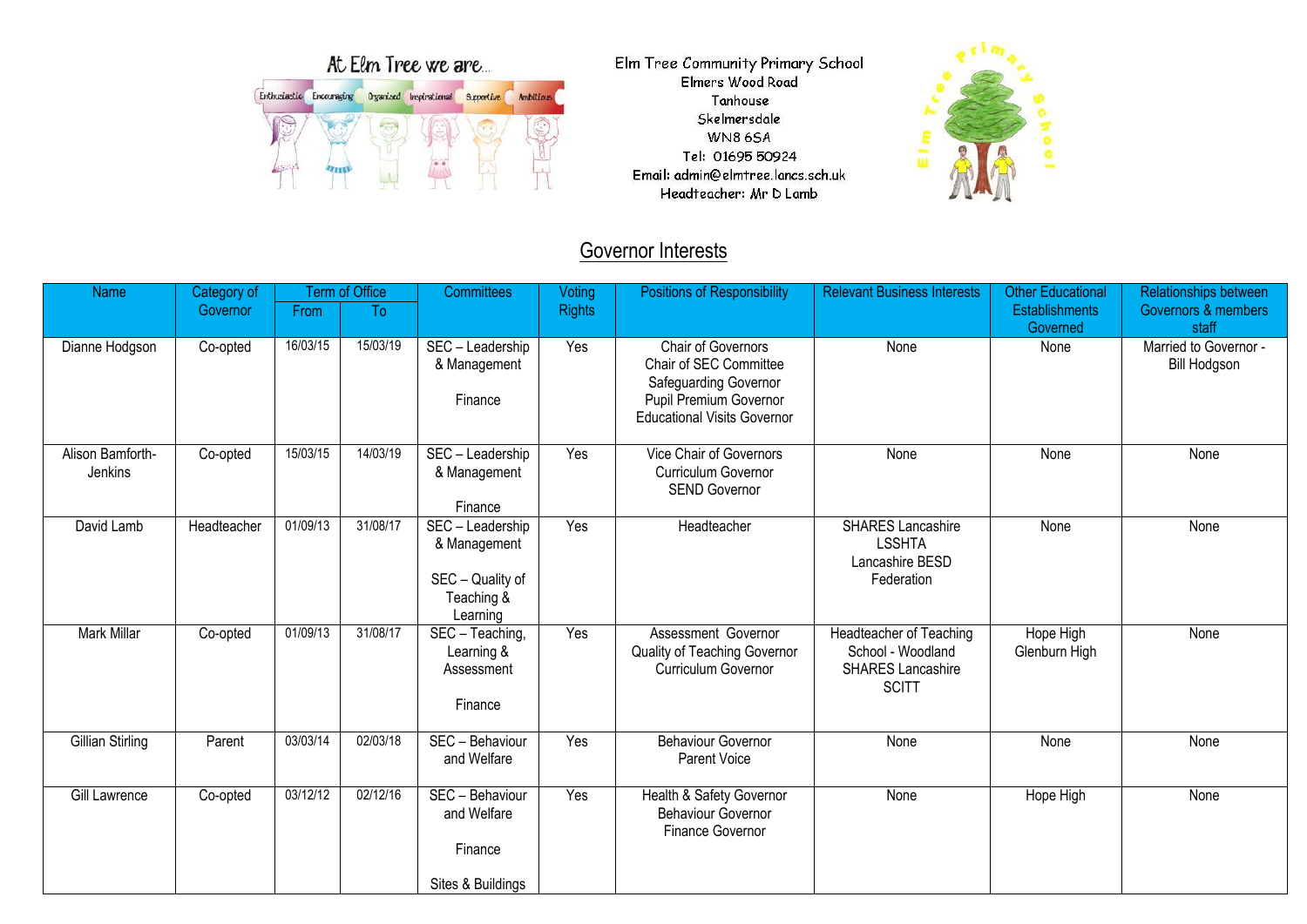At Elm Tree we are...

Enthusiastic Encouraging Organised Inspirational Supportive Ambitious

Elm Tree Community Primary School
Elmers Wood Road
Tanhouse
Skelmersdale
WN8 6SA
Tel: 01695 50924
Email: admin@elmtree.lancs.sch.uk
Headteacher: Mr D Lamb

## Governor Interests

| Name | Category of Governor | Term of Office | | Committees | Voting Rights | Positions of Responsibility | Relevant Business Interests | Other Educational Establishments Governed | Relationships between Governors & members staff |
|---|---|---|---|---|---|---|---|---|---|
| | | From | To | | | | | | |
| Dianne Hodgson | Co-opted | 16/03/15 | 15/03/19 | SEC – Leadership & Management<br>Finance | Yes | Chair of Governors<br>Chair of SEC Committee<br>Safeguarding Governor<br>Pupil Premium Governor<br>Educational Visits Governor | None | None | Married to Governor - Bill Hodgson |
| Alison Bamforth-Jenkins | Co-opted | 15/03/15 | 14/03/19 | SEC – Leadership & Management<br>Finance | Yes | Vice Chair of Governors<br>Curriculum Governor<br>SEND Governor | None | None | None |
| David Lamb | Headteacher | 01/09/13 | 31/08/17 | SEC – Leadership & Management<br>SEC – Quality of Teaching & Learning | Yes | Headteacher | SHARES Lancashire<br>LSSHTA<br>Lancashire BESD Federation | None | None |
| Mark Millar | Co-opted | 01/09/13 | 31/08/17 | SEC – Teaching, Learning & Assessment<br>Finance | Yes | Assessment Governor<br>Quality of Teaching Governor<br>Curriculum Governor | Headteacher of Teaching School - Woodland<br>SHARES Lancashire<br>SCITT | Hope High<br>Glenburn High | None |
| Gillian Stirling | Parent | 03/03/14 | 02/03/18 | SEC – Behaviour and Welfare | Yes | Behaviour Governor<br>Parent Voice | None | None | None |
| Gill Lawrence | Co-opted | 03/12/12 | 02/12/16 | SEC – Behaviour and Welfare<br>Finance<br>Sites & Buildings | Yes | Health & Safety Governor<br>Behaviour Governor<br>Finance Governor | None | Hope High | None |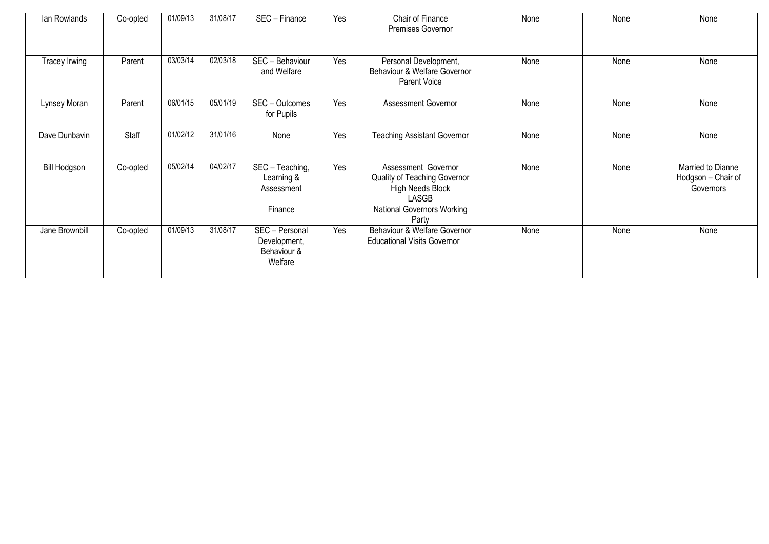| | | | | | | | | | |
|---|---|---|---|---|---|---|---|---|---|
| Ian Rowlands | Co-opted | 01/09/13 | 31/08/17 | SEC – Finance | Yes | Chair of Finance<br>Premises Governor | None | None | None |
| Tracey Irwing | Parent | 03/03/14 | 02/03/18 | SEC – Behaviour and Welfare | Yes | Personal Development, Behaviour & Welfare Governor<br>Parent Voice | None | None | None |
| Lynsey Moran | Parent | 06/01/15 | 05/01/19 | SEC – Outcomes for Pupils | Yes | Assessment Governor | None | None | None |
| Dave Dunbavin | Staff | 01/02/12 | 31/01/16 | None | Yes | Teaching Assistant Governor | None | None | None |
| Bill Hodgson | Co-opted | 05/02/14 | 04/02/17 | SEC – Teaching, Learning & Assessment<br><br>Finance | Yes | Assessment Governor<br>Quality of Teaching Governor<br>High Needs Block<br>LASGB<br>National Governors Working Party | None | None | Married to Dianne Hodgson – Chair of Governors |
| Jane Brownbill | Co-opted | 01/09/13 | 31/08/17 | SEC – Personal Development, Behaviour & Welfare | Yes | Behaviour & Welfare Governor<br>Educational Visits Governor | None | None | None |